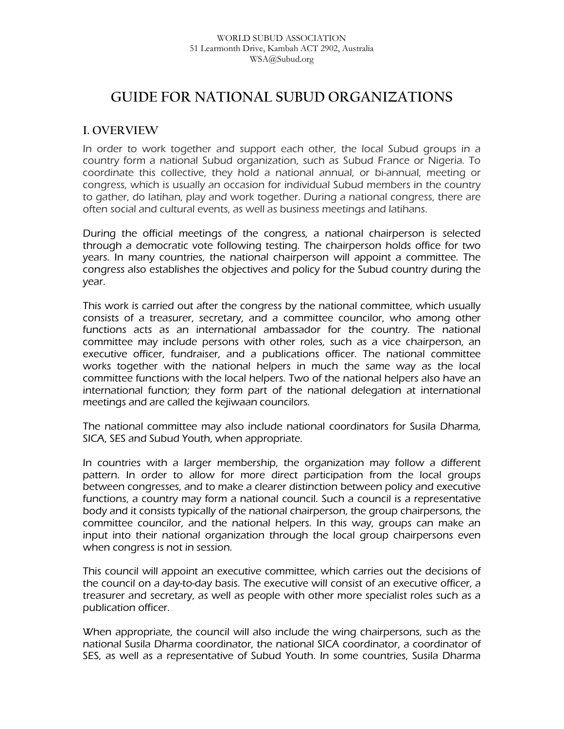WORLD SUBUD ASSOCIATION
51 Learmonth Drive, Kambah ACT 2902, Australia
WSA@Subud.org

# GUIDE FOR NATIONAL SUBUD ORGANIZATIONS

## I. OVERVIEW

In order to work together and support each other, the local Subud groups in a country form a national Subud organization, such as Subud France or Nigeria. To coordinate this collective, they hold a national annual, or bi-annual, meeting or congress, which is usually an occasion for individual Subud members in the country to gather, do latihan, play and work together. During a national congress, there are often social and cultural events, as well as business meetings and latihans.

During the official meetings of the congress, a national chairperson is selected through a democratic vote following testing. The chairperson holds office for two years. In many countries, the national chairperson will appoint a committee. The congress also establishes the objectives and policy for the Subud country during the year.

This work is carried out after the congress by the national committee, which usually consists of a treasurer, secretary, and a committee councilor, who among other functions acts as an international ambassador for the country. The national committee may include persons with other roles, such as a vice chairperson, an executive officer, fundraiser, and a publications officer. The national committee works together with the national helpers in much the same way as the local committee functions with the local helpers. Two of the national helpers also have an international function; they form part of the national delegation at international meetings and are called the kejiwaan councilors.

The national committee may also include national coordinators for Susila Dharma, SICA, SES and Subud Youth, when appropriate.

In countries with a larger membership, the organization may follow a different pattern. In order to allow for more direct participation from the local groups between congresses, and to make a clearer distinction between policy and executive functions, a country may form a national council. Such a council is a representative body and it consists typically of the national chairperson, the group chairpersons, the committee councilor, and the national helpers. In this way, groups can make an input into their national organization through the local group chairpersons even when congress is not in session.

This council will appoint an executive committee, which carries out the decisions of the council on a day-to-day basis. The executive will consist of an executive officer, a treasurer and secretary, as well as people with other more specialist roles such as a publication officer.

When appropriate, the council will also include the wing chairpersons, such as the national Susila Dharma coordinator, the national SICA coordinator, a coordinator of SES, as well as a representative of Subud Youth. In some countries, Susila Dharma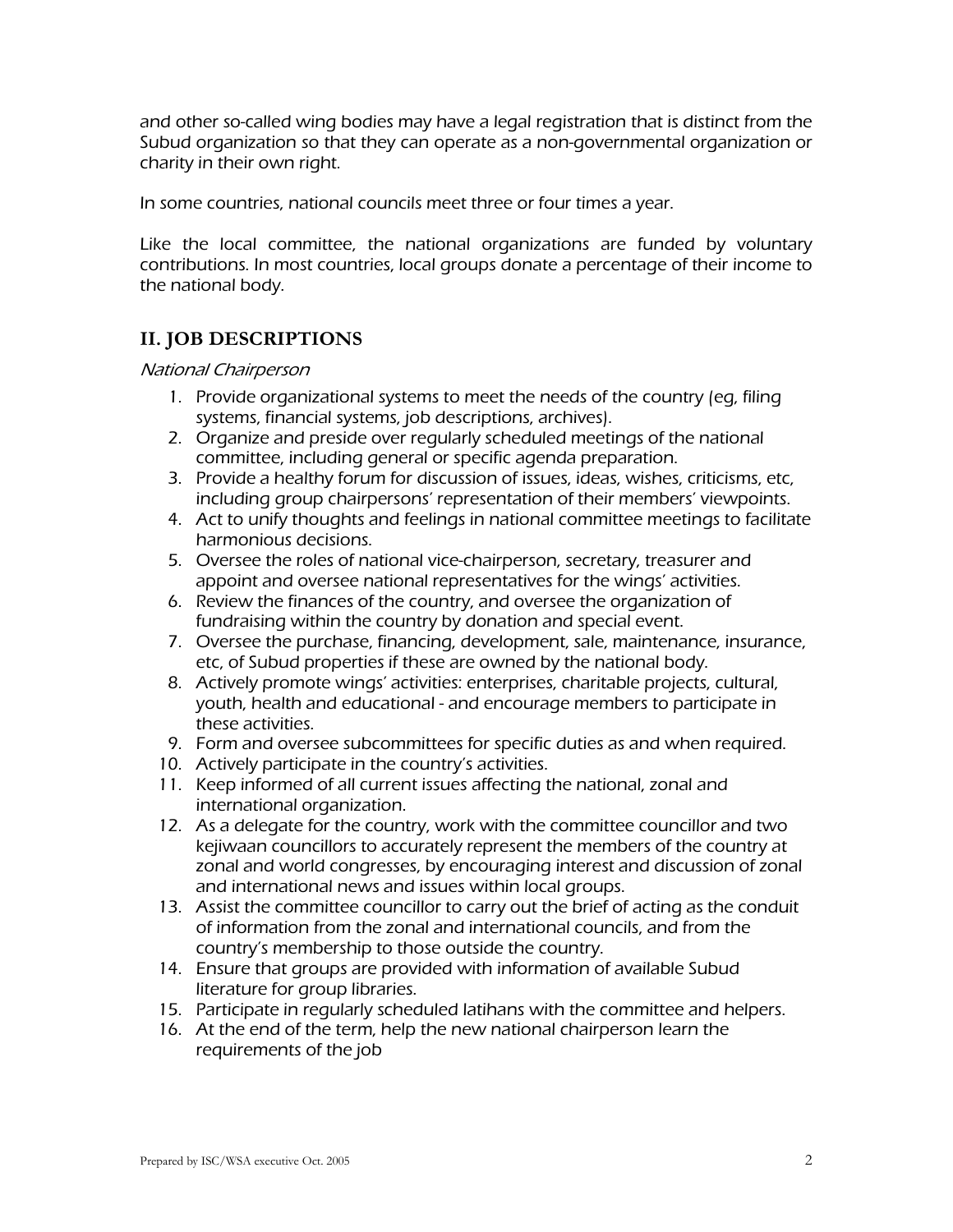and other so-called wing bodies may have a legal registration that is distinct from the Subud organization so that they can operate as a non-governmental organization or charity in their own right.

In some countries, national councils meet three or four times a year.

Like the local committee, the national organizations are funded by voluntary contributions. In most countries, local groups donate a percentage of their income to the national body.

## II. JOB DESCRIPTIONS

*National Chairperson*

1. Provide organizational systems to meet the needs of the country (eg, filing systems, financial systems, job descriptions, archives).
2. Organize and preside over regularly scheduled meetings of the national committee, including general or specific agenda preparation.
3. Provide a healthy forum for discussion of issues, ideas, wishes, criticisms, etc, including group chairpersons' representation of their members' viewpoints.
4. Act to unify thoughts and feelings in national committee meetings to facilitate harmonious decisions.
5. Oversee the roles of national vice-chairperson, secretary, treasurer and appoint and oversee national representatives for the wings' activities.
6. Review the finances of the country, and oversee the organization of fundraising within the country by donation and special event.
7. Oversee the purchase, financing, development, sale, maintenance, insurance, etc, of Subud properties if these are owned by the national body.
8. Actively promote wings' activities: enterprises, charitable projects, cultural, youth, health and educational - and encourage members to participate in these activities.
9. Form and oversee subcommittees for specific duties as and when required.
10. Actively participate in the country's activities.
11. Keep informed of all current issues affecting the national, zonal and international organization.
12. As a delegate for the country, work with the committee councillor and two kejiwaan councillors to accurately represent the members of the country at zonal and world congresses, by encouraging interest and discussion of zonal and international news and issues within local groups.
13. Assist the committee councillor to carry out the brief of acting as the conduit of information from the zonal and international councils, and from the country's membership to those outside the country.
14. Ensure that groups are provided with information of available Subud literature for group libraries.
15. Participate in regularly scheduled latihans with the committee and helpers.
16. At the end of the term, help the new national chairperson learn the requirements of the job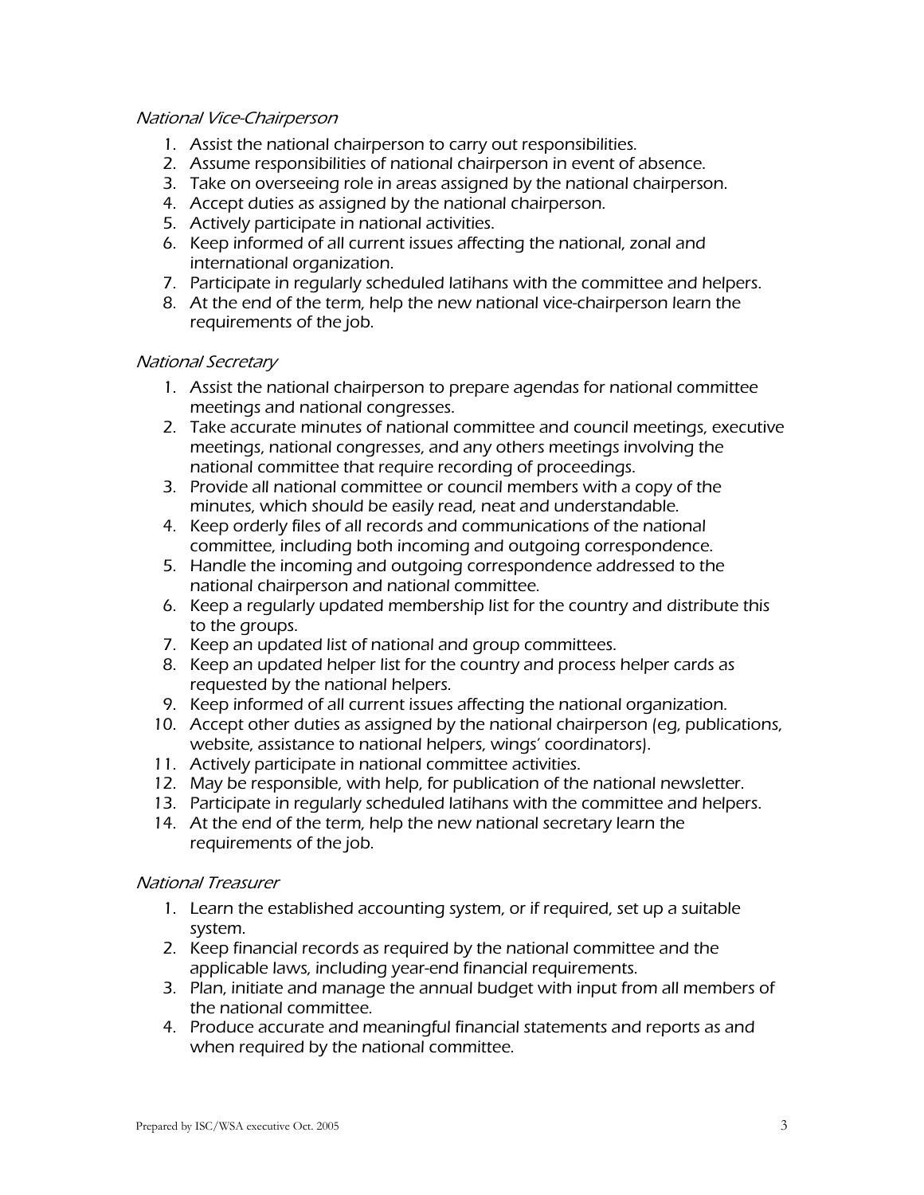*National Vice-Chairperson*

1. Assist the national chairperson to carry out responsibilities.
2. Assume responsibilities of national chairperson in event of absence.
3. Take on overseeing role in areas assigned by the national chairperson.
4. Accept duties as assigned by the national chairperson.
5. Actively participate in national activities.
6. Keep informed of all current issues affecting the national, zonal and international organization.
7. Participate in regularly scheduled latihans with the committee and helpers.
8. At the end of the term, help the new national vice-chairperson learn the requirements of the job.

*National Secretary*

1. Assist the national chairperson to prepare agendas for national committee meetings and national congresses.
2. Take accurate minutes of national committee and council meetings, executive meetings, national congresses, and any others meetings involving the national committee that require recording of proceedings.
3. Provide all national committee or council members with a copy of the minutes, which should be easily read, neat and understandable.
4. Keep orderly files of all records and communications of the national committee, including both incoming and outgoing correspondence.
5. Handle the incoming and outgoing correspondence addressed to the national chairperson and national committee.
6. Keep a regularly updated membership list for the country and distribute this to the groups.
7. Keep an updated list of national and group committees.
8. Keep an updated helper list for the country and process helper cards as requested by the national helpers.
9. Keep informed of all current issues affecting the national organization.
10. Accept other duties as assigned by the national chairperson (eg, publications, website, assistance to national helpers, wings' coordinators).
11. Actively participate in national committee activities.
12. May be responsible, with help, for publication of the national newsletter.
13. Participate in regularly scheduled latihans with the committee and helpers.
14. At the end of the term, help the new national secretary learn the requirements of the job.

*National Treasurer*

1. Learn the established accounting system, or if required, set up a suitable system.
2. Keep financial records as required by the national committee and the applicable laws, including year-end financial requirements.
3. Plan, initiate and manage the annual budget with input from all members of the national committee.
4. Produce accurate and meaningful financial statements and reports as and when required by the national committee.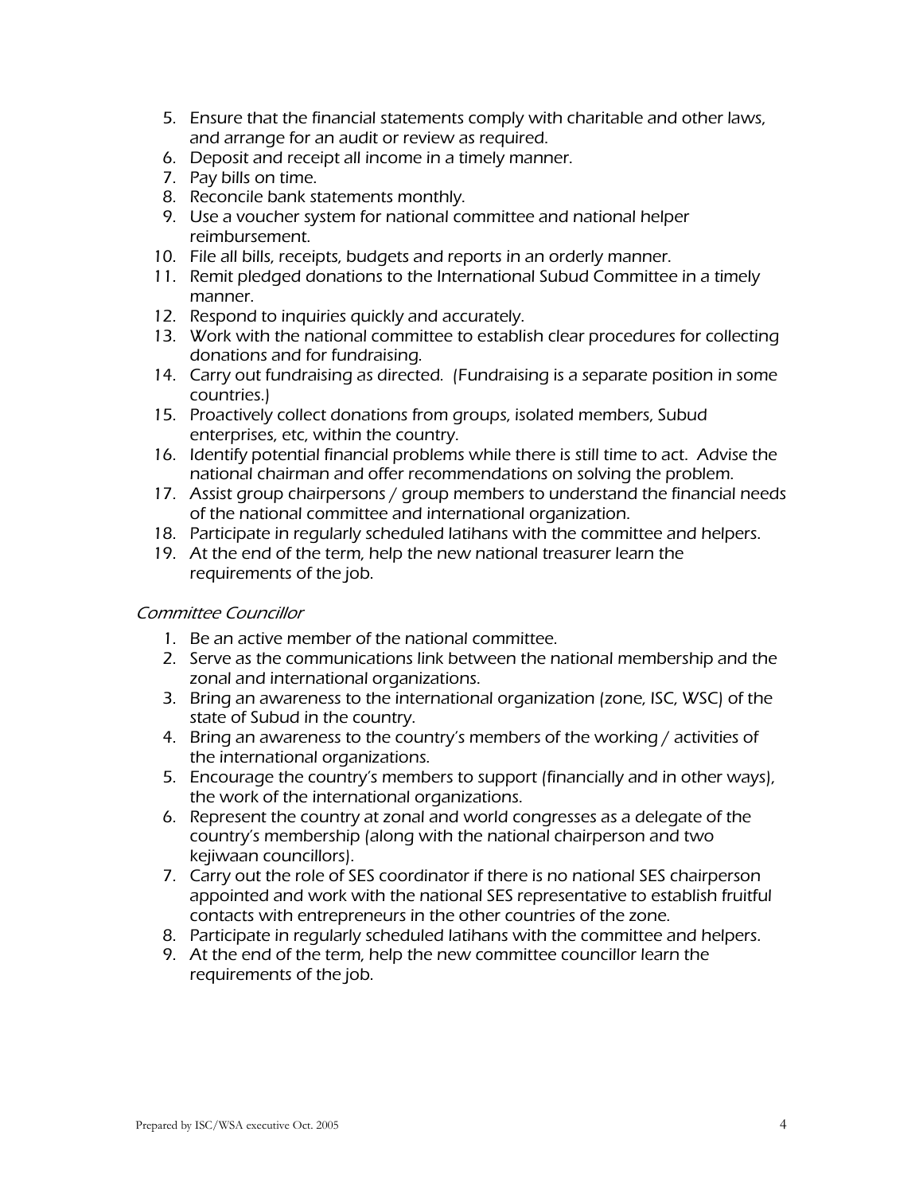5. Ensure that the financial statements comply with charitable and other laws, and arrange for an audit or review as required.
6. Deposit and receipt all income in a timely manner.
7. Pay bills on time.
8. Reconcile bank statements monthly.
9. Use a voucher system for national committee and national helper reimbursement.
10. File all bills, receipts, budgets and reports in an orderly manner.
11. Remit pledged donations to the International Subud Committee in a timely manner.
12. Respond to inquiries quickly and accurately.
13. Work with the national committee to establish clear procedures for collecting donations and for fundraising.
14. Carry out fundraising as directed. (Fundraising is a separate position in some countries.)
15. Proactively collect donations from groups, isolated members, Subud enterprises, etc, within the country.
16. Identify potential financial problems while there is still time to act. Advise the national chairman and offer recommendations on solving the problem.
17. Assist group chairpersons / group members to understand the financial needs of the national committee and international organization.
18. Participate in regularly scheduled latihans with the committee and helpers.
19. At the end of the term, help the new national treasurer learn the requirements of the job.

*Committee Councillor*

1. Be an active member of the national committee.
2. Serve as the communications link between the national membership and the zonal and international organizations.
3. Bring an awareness to the international organization (zone, ISC, WSC) of the state of Subud in the country.
4. Bring an awareness to the country's members of the working / activities of the international organizations.
5. Encourage the country's members to support (financially and in other ways), the work of the international organizations.
6. Represent the country at zonal and world congresses as a delegate of the country's membership (along with the national chairperson and two kejiwaan councillors).
7. Carry out the role of SES coordinator if there is no national SES chairperson appointed and work with the national SES representative to establish fruitful contacts with entrepreneurs in the other countries of the zone.
8. Participate in regularly scheduled latihans with the committee and helpers.
9. At the end of the term, help the new committee councillor learn the requirements of the job.